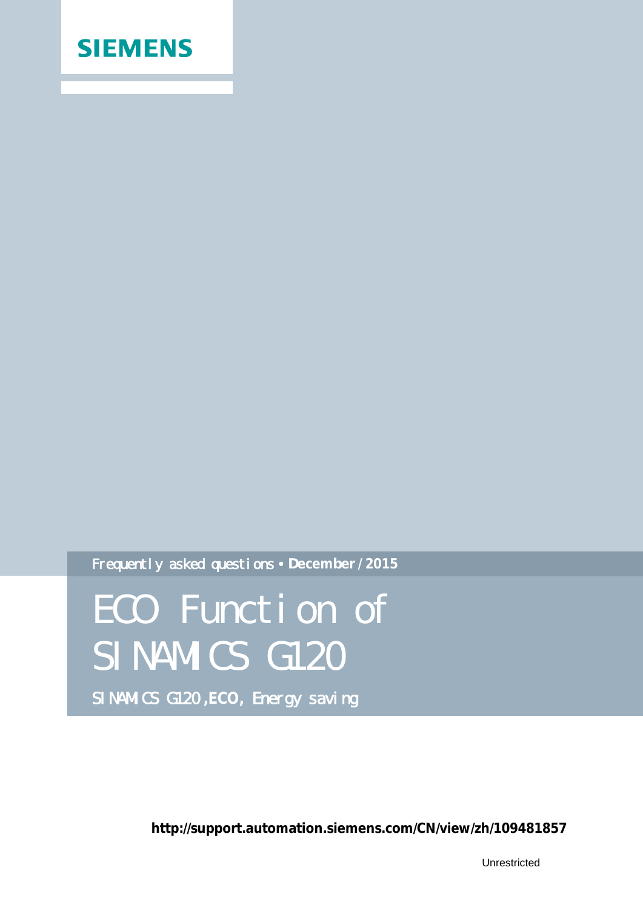SIEMENS

Frequently asked questions • **December / 2015**

# ECO Function of SINAMICS G120

SINAMICS G120, **ECO**, Energy saving

**http://support.automation.siemens.com/CN/view/zh/109481857**

Unrestricted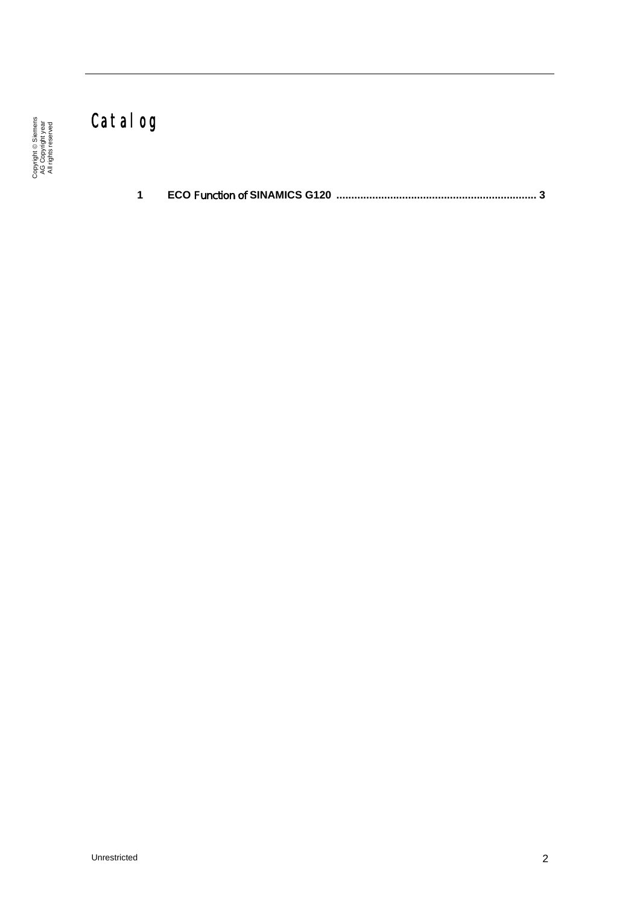# Catalog

1 **ECO Function of SINAMICS G120** ................................................................. 3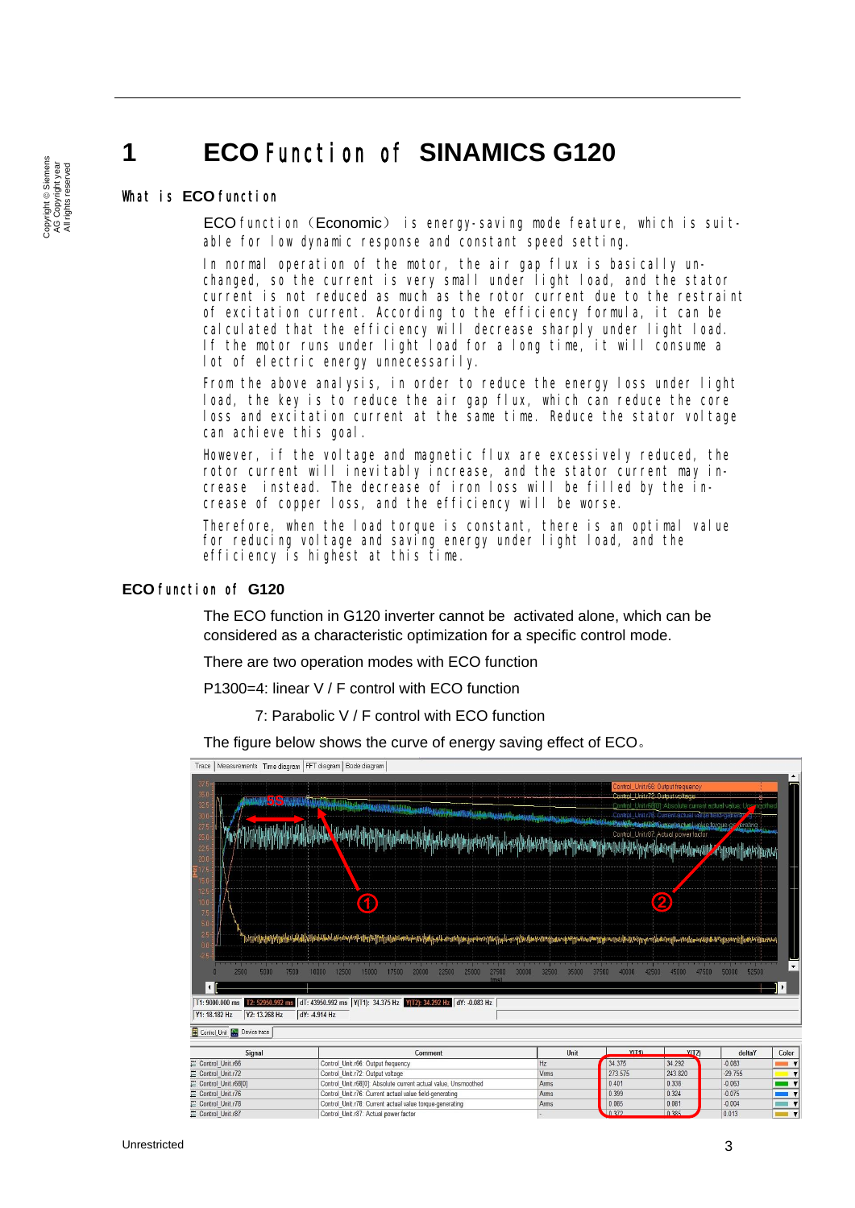# 1 ECO Function of SINAMICS G120

## What is ECO function

ECO function（Economic） is energy-saving mode feature, which is suitable for low dynamic response and constant speed setting.

In normal operation of the motor, the air gap flux is basically unchanged, so the current is very small under light load, and the stator current is not reduced as much as the rotor current due to the restraint of excitation current. According to the efficiency formula, it can be calculated that the efficiency will decrease sharply under light load. If the motor runs under light load for a long time, it will consume a lot of electric energy unnecessarily.

From the above analysis, in order to reduce the energy loss under light load, the key is to reduce the air gap flux, which can reduce the core loss and excitation current at the same time. Reduce the stator voltage can achieve this goal.

However, if the voltage and magnetic flux are excessively reduced, the rotor current will inevitably increase, and the stator current may increase instead. The decrease of iron loss will be filled by the increase of copper loss, and the efficiency will be worse.

Therefore, when the load torque is constant, there is an optimal value for reducing voltage and saving energy under light load, and the efficiency is highest at this time.

## ECO function of G120

The ECO function in G120 inverter cannot be activated alone, which can be considered as a characteristic optimization for a specific control mode.

There are two operation modes with ECO function

P1300=4: linear V / F control with ECO function

7: Parabolic V / F control with ECO function

The figure below shows the curve of energy saving effect of ECO。

| Signal | Comment | Unit | Y(T1) | Y(T2) | deltaY |
|---|---|---|---|---|---|
| Control_Unit.r66 | Control_Unit.r66: Output frequency | Hz | 34.375 | 34.292 | -0.083 |
| Control_Unit.r72 | Control_Unit.r72: Output voltage | Vrms | 273.575 | 243.820 | -29.755 |
| Control_Unit.r68[0] | Control_Unit.r68[0]: Absolute current actual value, Unsmoothed | Arms | 0.401 | 0.338 | -0.063 |
| Control_Unit.r76 | Control_Unit.r76: Current actual value field-generating | Arms | 0.399 | 0.324 | -0.075 |
| Control_Unit.r78 | Control_Unit.r78: Current actual value torque-generating | Arms | 0.085 | 0.081 | -0.004 |
| Control_Unit.r87 | Control_Unit.r87: Actual power factor | - | 0.372 | 0.385 | 0.013 |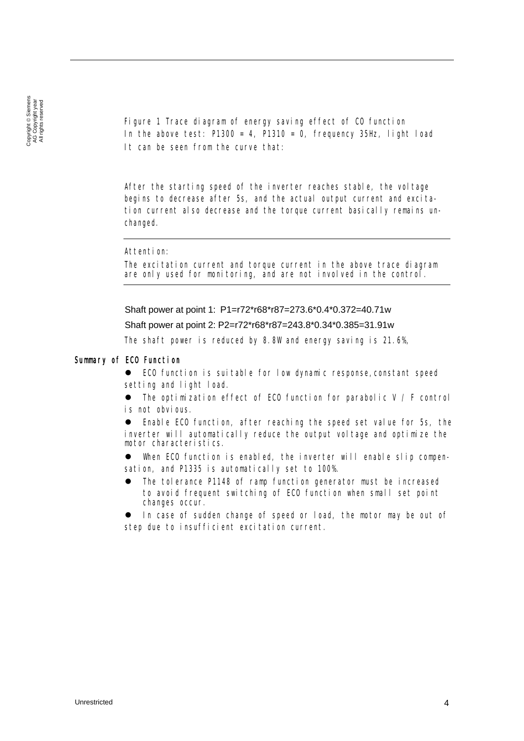Figure 1 Trace diagram of energy saving effect of CO function

In the above test: P1300 = 4, P1310 = 0, frequency 35Hz, light load

It can be seen from the curve that:

After the starting speed of the inverter reaches stable, the voltage begins to decrease after 5s, and the actual output current and excitation current also decrease and the torque current basically remains unchanged.

---

Attention:

The excitation current and torque current in the above trace diagram are only used for monitoring, and are not involved in the control.

---

Shaft power at point 1: P1=r72*r68*r87=273.6*0.4*0.372=40.71w

Shaft power at point 2: P2=r72*r68*r87=243.8*0.34*0.385=31.91w

The shaft power is reduced by 8.8W and energy saving is 21.6%,

**Summary of ECO Function**

- ECO function is suitable for low dynamic response,constant speed setting and light load.
- The optimization effect of ECO function for parabolic V / F control is not obvious.
- Enable ECO function, after reaching the speed set value for 5s, the inverter will automatically reduce the output voltage and optimize the motor characteristics.
- When ECO function is enabled, the inverter will enable slip compensation, and P1335 is automatically set to 100%.
- The tolerance P1148 of ramp function generator must be increased to avoid frequent switching of ECO function when small set point changes occur.
- In case of sudden change of speed or load, the motor may be out of step due to insufficient excitation current.